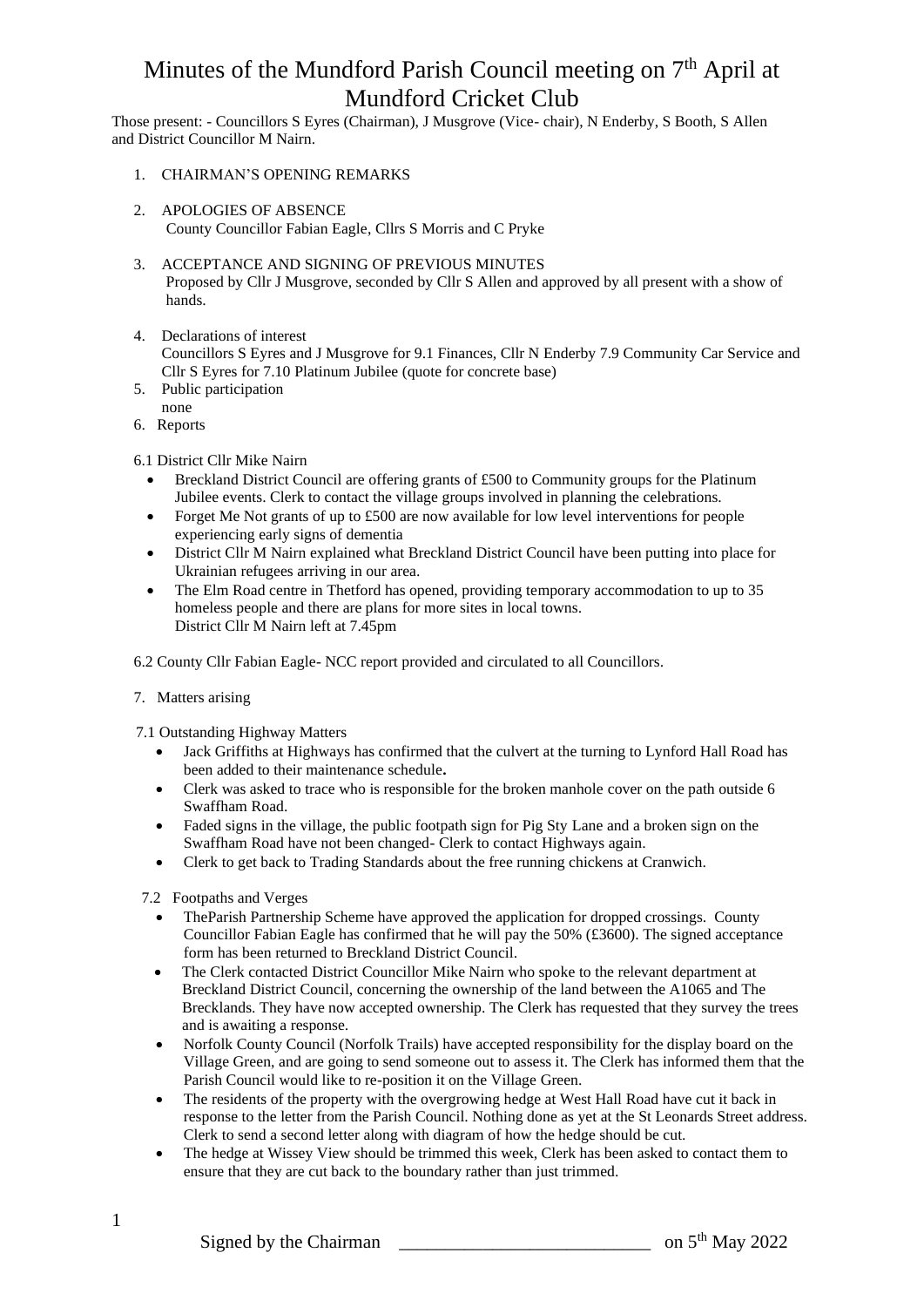# Minutes of the Mundford Parish Council meeting on 7th April at Mundford Cricket Club

Those present: - Councillors S Eyres (Chairman), J Musgrove (Vice- chair), N Enderby, S Booth, S Allen and District Councillor M Nairn.

1. CHAIRMAN'S OPENING REMARKS

2. APOLOGIES OF ABSENCE
   County Councillor Fabian Eagle, Cllrs S Morris and C Pryke

3. ACCEPTANCE AND SIGNING OF PREVIOUS MINUTES
   Proposed by Cllr J Musgrove, seconded by Cllr S Allen and approved by all present with a show of hands.

4. Declarations of interest
   Councillors S Eyres and J Musgrove for 9.1 Finances, Cllr N Enderby 7.9 Community Car Service and Cllr S Eyres for 7.10 Platinum Jubilee (quote for concrete base)

5. Public participation
   none

6. Reports

6.1 District Cllr Mike Nairn

- Breckland District Council are offering grants of £500 to Community groups for the Platinum Jubilee events. Clerk to contact the village groups involved in planning the celebrations.
- Forget Me Not grants of up to £500 are now available for low level interventions for people experiencing early signs of dementia
- District Cllr M Nairn explained what Breckland District Council have been putting into place for Ukrainian refugees arriving in our area.
- The Elm Road centre in Thetford has opened, providing temporary accommodation to up to 35 homeless people and there are plans for more sites in local towns.
  District Cllr M Nairn left at 7.45pm

6.2 County Cllr Fabian Eagle- NCC report provided and circulated to all Councillors.

7. Matters arising

7.1 Outstanding Highway Matters

- Jack Griffiths at Highways has confirmed that the culvert at the turning to Lynford Hall Road has been added to their maintenance schedule**.**
- Clerk was asked to trace who is responsible for the broken manhole cover on the path outside 6 Swaffham Road.
- Faded signs in the village, the public footpath sign for Pig Sty Lane and a broken sign on the Swaffham Road have not been changed- Clerk to contact Highways again.
- Clerk to get back to Trading Standards about the free running chickens at Cranwich.

7.2 Footpaths and Verges

- TheParish Partnership Scheme have approved the application for dropped crossings. County Councillor Fabian Eagle has confirmed that he will pay the 50% (£3600). The signed acceptance form has been returned to Breckland District Council.
- The Clerk contacted District Councillor Mike Nairn who spoke to the relevant department at Breckland District Council, concerning the ownership of the land between the A1065 and The Brecklands. They have now accepted ownership. The Clerk has requested that they survey the trees and is awaiting a response.
- Norfolk County Council (Norfolk Trails) have accepted responsibility for the display board on the Village Green, and are going to send someone out to assess it. The Clerk has informed them that the Parish Council would like to re-position it on the Village Green.
- The residents of the property with the overgrowing hedge at West Hall Road have cut it back in response to the letter from the Parish Council. Nothing done as yet at the St Leonards Street address. Clerk to send a second letter along with diagram of how the hedge should be cut.
- The hedge at Wissey View should be trimmed this week, Clerk has been asked to contact them to ensure that they are cut back to the boundary rather than just trimmed.

Signed by the Chairman ____________________________ on 5th May 2022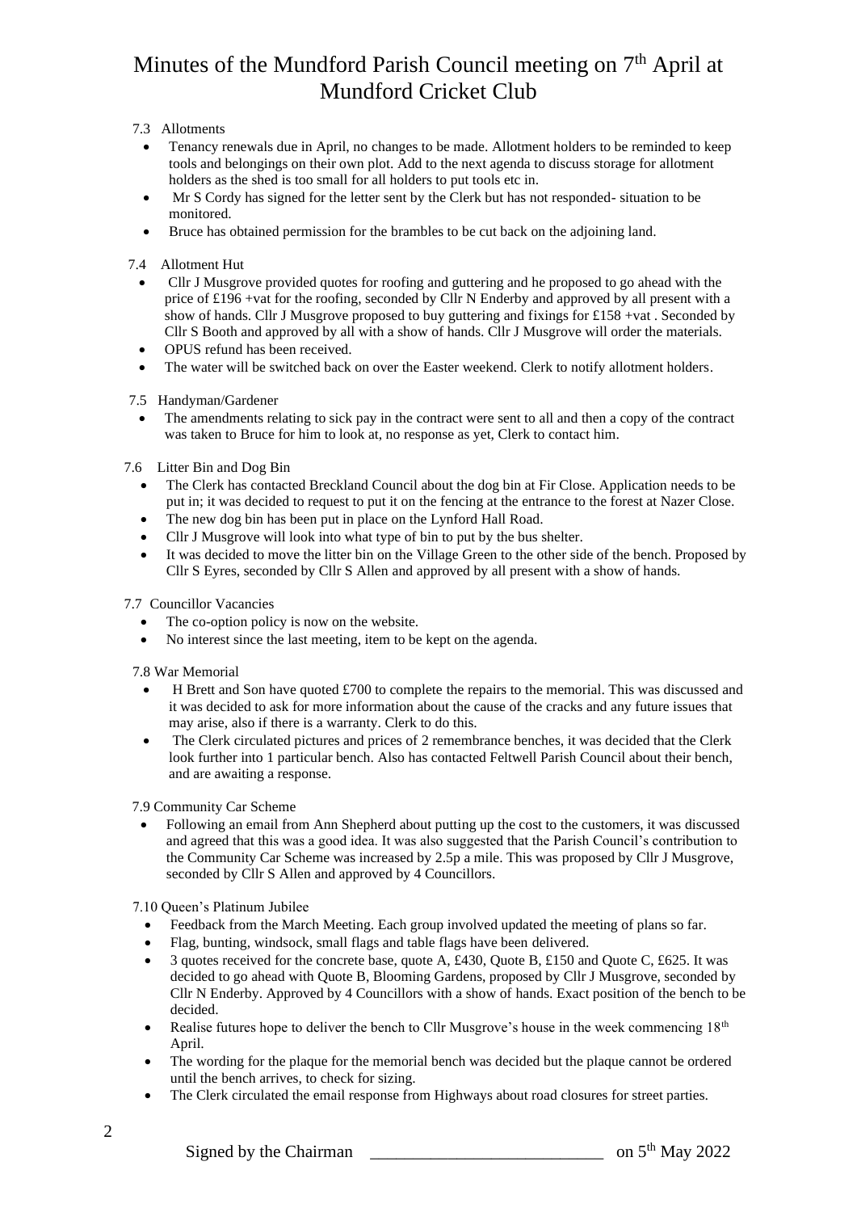# Minutes of the Mundford Parish Council meeting on 7th April at Mundford Cricket Club

7.3 Allotments

- Tenancy renewals due in April, no changes to be made. Allotment holders to be reminded to keep tools and belongings on their own plot. Add to the next agenda to discuss storage for allotment holders as the shed is too small for all holders to put tools etc in.
- Mr S Cordy has signed for the letter sent by the Clerk but has not responded- situation to be monitored.
- Bruce has obtained permission for the brambles to be cut back on the adjoining land.

7.4 Allotment Hut

- Cllr J Musgrove provided quotes for roofing and guttering and he proposed to go ahead with the price of £196 +vat for the roofing, seconded by Cllr N Enderby and approved by all present with a show of hands. Cllr J Musgrove proposed to buy guttering and fixings for £158 +vat . Seconded by Cllr S Booth and approved by all with a show of hands. Cllr J Musgrove will order the materials.
- OPUS refund has been received.
- The water will be switched back on over the Easter weekend. Clerk to notify allotment holders.

7.5 Handyman/Gardener

- The amendments relating to sick pay in the contract were sent to all and then a copy of the contract was taken to Bruce for him to look at, no response as yet, Clerk to contact him.

7.6 Litter Bin and Dog Bin

- The Clerk has contacted Breckland Council about the dog bin at Fir Close. Application needs to be put in; it was decided to request to put it on the fencing at the entrance to the forest at Nazer Close.
- The new dog bin has been put in place on the Lynford Hall Road.
- Cllr J Musgrove will look into what type of bin to put by the bus shelter.
- It was decided to move the litter bin on the Village Green to the other side of the bench. Proposed by Cllr S Eyres, seconded by Cllr S Allen and approved by all present with a show of hands.

7.7 Councillor Vacancies

- The co-option policy is now on the website.
- No interest since the last meeting, item to be kept on the agenda.

7.8 War Memorial

- H Brett and Son have quoted £700 to complete the repairs to the memorial. This was discussed and it was decided to ask for more information about the cause of the cracks and any future issues that may arise, also if there is a warranty. Clerk to do this.
- The Clerk circulated pictures and prices of 2 remembrance benches, it was decided that the Clerk look further into 1 particular bench. Also has contacted Feltwell Parish Council about their bench, and are awaiting a response.

7.9 Community Car Scheme

- Following an email from Ann Shepherd about putting up the cost to the customers, it was discussed and agreed that this was a good idea. It was also suggested that the Parish Council's contribution to the Community Car Scheme was increased by 2.5p a mile. This was proposed by Cllr J Musgrove, seconded by Cllr S Allen and approved by 4 Councillors.

7.10 Queen's Platinum Jubilee

- Feedback from the March Meeting. Each group involved updated the meeting of plans so far.
- Flag, bunting, windsock, small flags and table flags have been delivered.
- 3 quotes received for the concrete base, quote A, £430, Quote B, £150 and Quote C, £625. It was decided to go ahead with Quote B, Blooming Gardens, proposed by Cllr J Musgrove, seconded by Cllr N Enderby. Approved by 4 Councillors with a show of hands. Exact position of the bench to be decided.
- Realise futures hope to deliver the bench to Cllr Musgrove's house in the week commencing 18th April.
- The wording for the plaque for the memorial bench was decided but the plaque cannot be ordered until the bench arrives, to check for sizing.
- The Clerk circulated the email response from Highways about road closures for street parties.

Signed by the Chairman \_\_\_\_\_\_\_\_\_\_\_\_\_\_\_\_\_\_\_\_\_\_\_\_\_\_\_ on 5th May 2022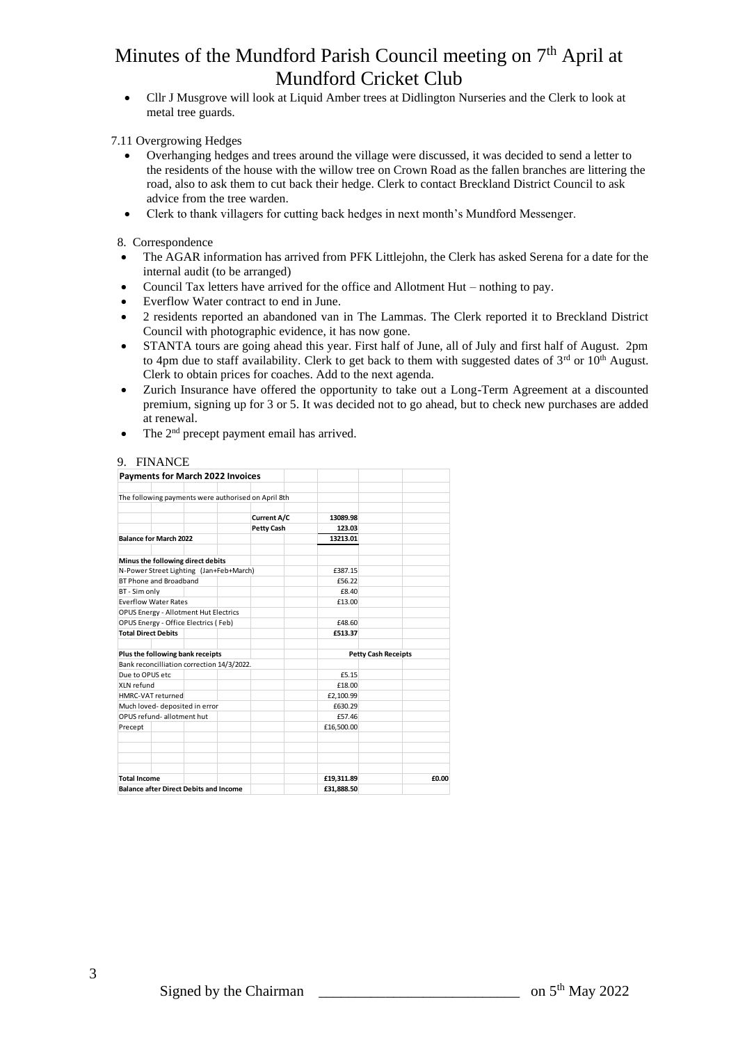# Minutes of the Mundford Parish Council meeting on 7th April at Mundford Cricket Club

- Cllr J Musgrove will look at Liquid Amber trees at Didlington Nurseries and the Clerk to look at metal tree guards.

7.11 Overgrowing Hedges

- Overhanging hedges and trees around the village were discussed, it was decided to send a letter to the residents of the house with the willow tree on Crown Road as the fallen branches are littering the road, also to ask them to cut back their hedge. Clerk to contact Breckland District Council to ask advice from the tree warden.
- Clerk to thank villagers for cutting back hedges in next month's Mundford Messenger.

8. Correspondence

- The AGAR information has arrived from PFK Littlejohn, the Clerk has asked Serena for a date for the internal audit (to be arranged)
- Council Tax letters have arrived for the office and Allotment Hut – nothing to pay.
- Everflow Water contract to end in June.
- 2 residents reported an abandoned van in The Lammas. The Clerk reported it to Breckland District Council with photographic evidence, it has now gone.
- STANTA tours are going ahead this year. First half of June, all of July and first half of August. 2pm to 4pm due to staff availability. Clerk to get back to them with suggested dates of 3rd or 10th August. Clerk to obtain prices for coaches. Add to the next agenda.
- Zurich Insurance have offered the opportunity to take out a Long-Term Agreement at a discounted premium, signing up for 3 or 5. It was decided not to go ahead, but to check new purchases are added at renewal.
- The 2nd precept payment email has arrived.

9. FINANCE

| **Payments for March 2022 Invoices** | | | |
|---|---|---|---|
| The following payments were authorised on April 8th | | | |
| | **Current A/C** | **13089.98** | |
| | **Petty Cash** | **123.03** | |
| **Balance for March 2022** | | **13213.01** | |
| **Minus the following direct debits** | | | |
| N-Power Street Lighting (Jan+Feb+March) | | £387.15 | |
| BT Phone and Broadband | | £56.22 | |
| BT - Sim only | | £8.40 | |
| Everflow Water Rates | | £13.00 | |
| OPUS Energy - Allotment Hut Electrics | | | |
| OPUS Energy - Office Electrics ( Feb) | | £48.60 | |
| **Total Direct Debits** | | **£513.37** | |
| **Plus the following bank receipts** | | **Petty Cash Receipts** | |
| Bank reconcilliation correction 14/3/2022. | | | |
| Due to OPUS etc | | £5.15 | |
| XLN refund | | £18.00 | |
| HMRC-VAT returned | | £2,100.99 | |
| Much loved- deposited in error | | £630.29 | |
| OPUS refund- allotment hut | | £57.46 | |
| Precept | | £16,500.00 | |
| **Total Income** | | **£19,311.89** | **£0.00** |
| **Balance after Direct Debits and Income** | | **£31,888.50** | |

Signed by the Chairman \_\_\_\_\_\_\_\_\_\_\_\_\_\_\_\_\_\_\_\_\_\_\_\_\_\_\_\_ on 5th May 2022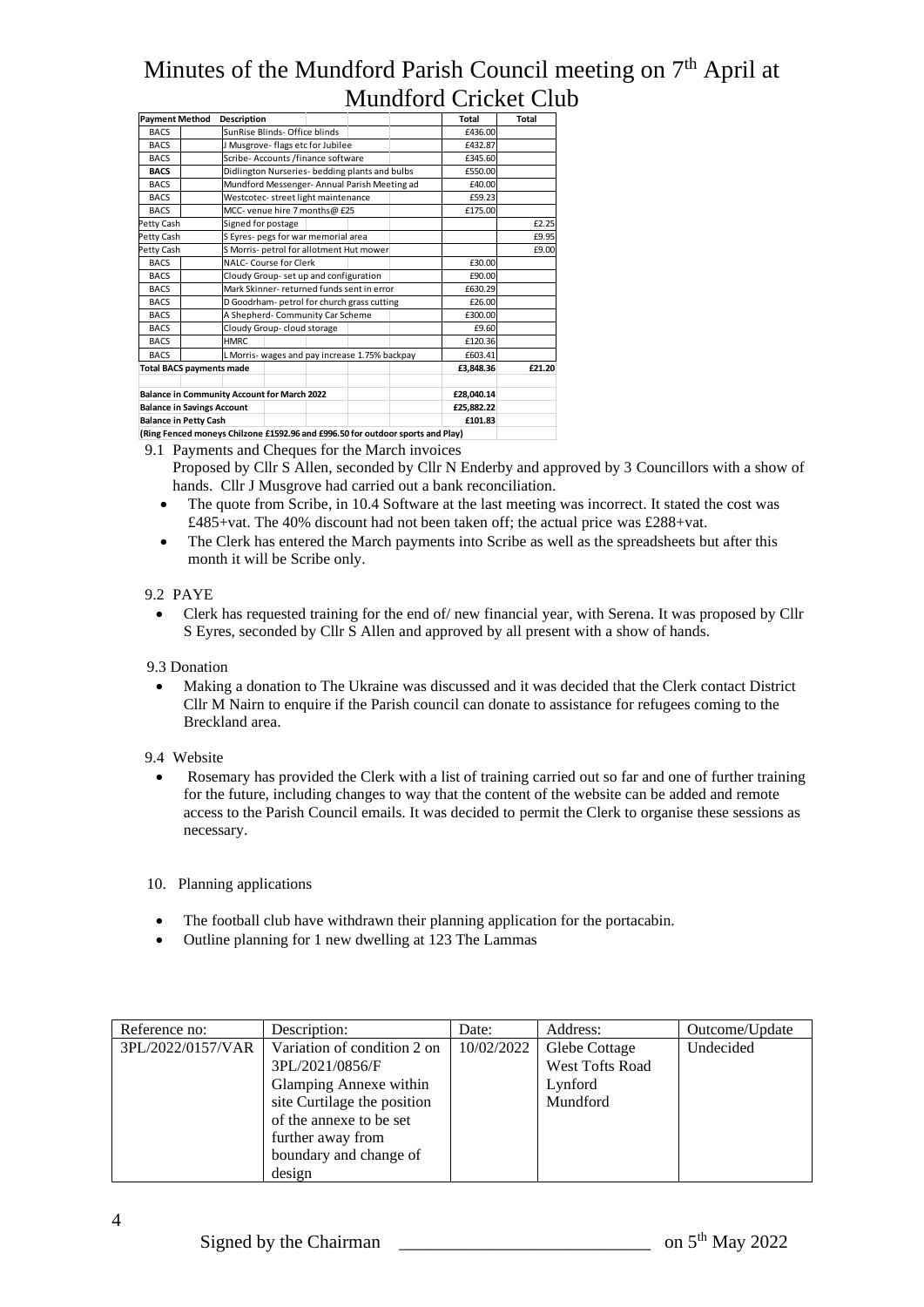# Minutes of the Mundford Parish Council meeting on 7th April at Mundford Cricket Club

| Payment Method | Description | Total | Total |
|---|---|---|---|
| BACS | SunRise Blinds- Office blinds | £436.00 | |
| BACS | J Musgrove- flags etc for Jubilee | £432.87 | |
| BACS | Scribe- Accounts /finance software | £345.60 | |
| **BACS** | Didlington Nurseries- bedding plants and bulbs | £550.00 | |
| BACS | Mundford Messenger- Annual Parish Meeting ad | £40.00 | |
| BACS | Westcotec- street light maintenance | £59.23 | |
| BACS | MCC- venue hire 7 months@ £25 | £175.00 | |
| Petty Cash | Signed for postage | | £2.25 |
| Petty Cash | S Eyres- pegs for war memorial area | | £9.95 |
| Petty Cash | S Morris- petrol for allotment Hut mower | | £9.00 |
| BACS | NALC- Course for Clerk | £30.00 | |
| BACS | Cloudy Group- set up and configuration | £90.00 | |
| BACS | Mark Skinner- returned funds sent in error | £630.29 | |
| BACS | D Goodrham- petrol for church grass cutting | £26.00 | |
| BACS | A Shepherd- Community Car Scheme | £300.00 | |
| BACS | Cloudy Group- cloud storage | £9.60 | |
| BACS | HMRC | £120.36 | |
| BACS | L Morris- wages and pay increase 1.75% backpay | £603.41 | |
| **Total BACS payments made** | | **£3,848.36** | **£21.20** |
| | | | |
| **Balance in Community Account for March 2022** | | **£28,040.14** | |
| **Balance in Savings Account** | | **£25,882.22** | |
| **Balance in Petty Cash** | | **£101.83** | |
| **(Ring Fenced moneys Chilzone £1592.96 and £996.50 for outdoor sports and Play)** | | | |

9.1 Payments and Cheques for the March invoices

Proposed by Cllr S Allen, seconded by Cllr N Enderby and approved by 3 Councillors with a show of hands. Cllr J Musgrove had carried out a bank reconciliation.

- The quote from Scribe, in 10.4 Software at the last meeting was incorrect. It stated the cost was £485+vat. The 40% discount had not been taken off; the actual price was £288+vat.
- The Clerk has entered the March payments into Scribe as well as the spreadsheets but after this month it will be Scribe only.

9.2 PAYE

- Clerk has requested training for the end of/ new financial year, with Serena. It was proposed by Cllr S Eyres, seconded by Cllr S Allen and approved by all present with a show of hands.

9.3 Donation

- Making a donation to The Ukraine was discussed and it was decided that the Clerk contact District Cllr M Nairn to enquire if the Parish council can donate to assistance for refugees coming to the Breckland area.

9.4 Website

- Rosemary has provided the Clerk with a list of training carried out so far and one of further training for the future, including changes to way that the content of the website can be added and remote access to the Parish Council emails. It was decided to permit the Clerk to organise these sessions as necessary.

10. Planning applications

- The football club have withdrawn their planning application for the portacabin.
- Outline planning for 1 new dwelling at 123 The Lammas

| Reference no: | Description: | Date: | Address: | Outcome/Update |
|---|---|---|---|---|
| 3PL/2022/0157/VAR | Variation of condition 2 on 3PL/2021/0856/F Glamping Annexe within site Curtilage the position of the annexe to be set further away from boundary and change of design | 10/02/2022 | Glebe Cottage West Tofts Road Lynford Mundford | Undecided |

Signed by the Chairman \_\_\_\_\_\_\_\_\_\_\_\_\_\_\_\_\_\_\_\_\_\_\_\_\_\_\_\_ on 5th May 2022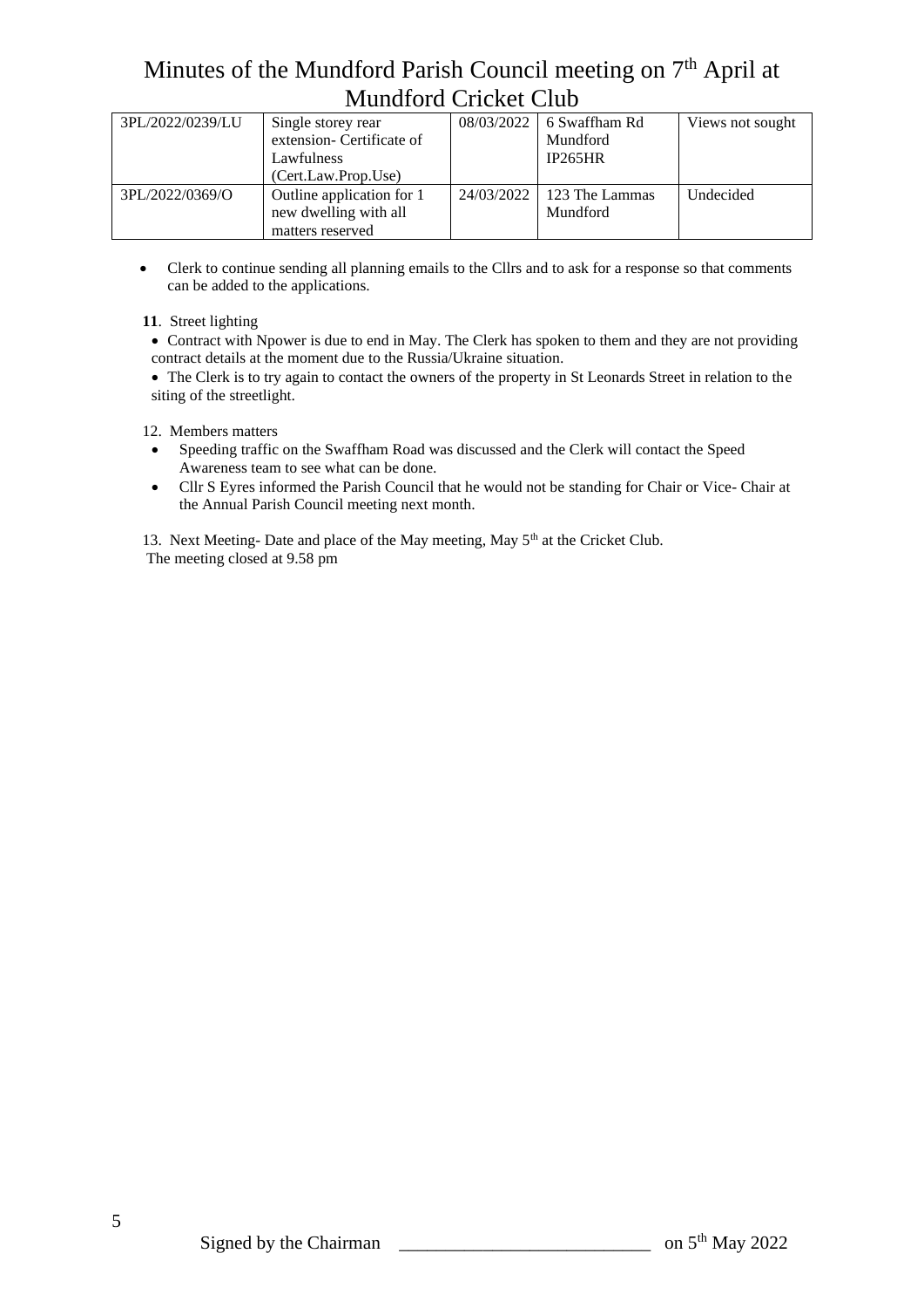| | | | | |
|---|---|---|---|---|
| 3PL/2022/0239/LU | Single storey rear extension- Certificate of Lawfulness (Cert.Law.Prop.Use) | 08/03/2022 | 6 Swaffham Rd Mundford IP265HR | Views not sought |
| 3PL/2022/0369/O | Outline application for 1 new dwelling with all matters reserved | 24/03/2022 | 123 The Lammas Mundford | Undecided |

- Clerk to continue sending all planning emails to the Cllrs and to ask for a response so that comments can be added to the applications.

**11**. Street lighting

- Contract with Npower is due to end in May. The Clerk has spoken to them and they are not providing contract details at the moment due to the Russia/Ukraine situation.
- The Clerk is to try again to contact the owners of the property in St Leonards Street in relation to the siting of the streetlight.

12. Members matters

- Speeding traffic on the Swaffham Road was discussed and the Clerk will contact the Speed Awareness team to see what can be done.
- Cllr S Eyres informed the Parish Council that he would not be standing for Chair or Vice- Chair at the Annual Parish Council meeting next month.

13. Next Meeting- Date and place of the May meeting, May 5th at the Cricket Club.
The meeting closed at 9.58 pm

Signed by the Chairman \_\_\_\_\_\_\_\_\_\_\_\_\_\_\_\_\_\_\_\_\_\_\_\_\_\_\_ on 5th May 2022